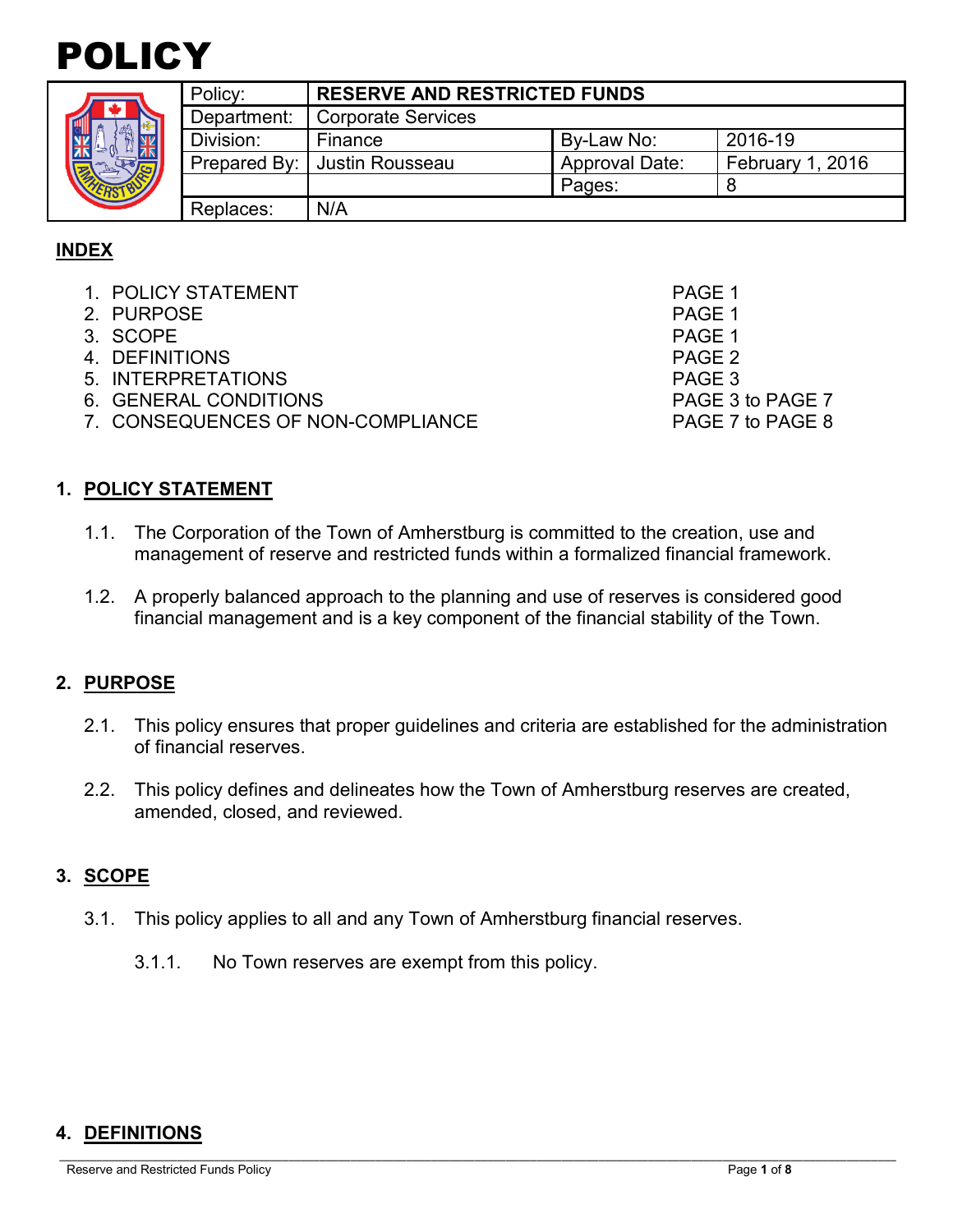# POLICY

| Policy: | **RESERVE AND RESTRICTED FUNDS** | | |
|---|---|---|---|
| Department: | Corporate Services | | |
| Division: | Finance | By-Law No: | 2016-19 |
| Prepared By: | Justin Rousseau | Approval Date: | February 1, 2016 |
| | | Pages: | 8 |
| Replaces: | N/A | | |

## INDEX

| | |
|---|---|
| 1. POLICY STATEMENT | PAGE 1 |
| 2. PURPOSE | PAGE 1 |
| 3. SCOPE | PAGE 1 |
| 4. DEFINITIONS | PAGE 2 |
| 5. INTERPRETATIONS | PAGE 3 |
| 6. GENERAL CONDITIONS | PAGE 3 to PAGE 7 |
| 7. CONSEQUENCES OF NON-COMPLIANCE | PAGE 7 to PAGE 8 |

## 1. POLICY STATEMENT

1.1. The Corporation of the Town of Amherstburg is committed to the creation, use and management of reserve and restricted funds within a formalized financial framework.

1.2. A properly balanced approach to the planning and use of reserves is considered good financial management and is a key component of the financial stability of the Town.

## 2. PURPOSE

2.1. This policy ensures that proper guidelines and criteria are established for the administration of financial reserves.

2.2. This policy defines and delineates how the Town of Amherstburg reserves are created, amended, closed, and reviewed.

## 3. SCOPE

3.1. This policy applies to all and any Town of Amherstburg financial reserves.

3.1.1. No Town reserves are exempt from this policy.

## 4. DEFINITIONS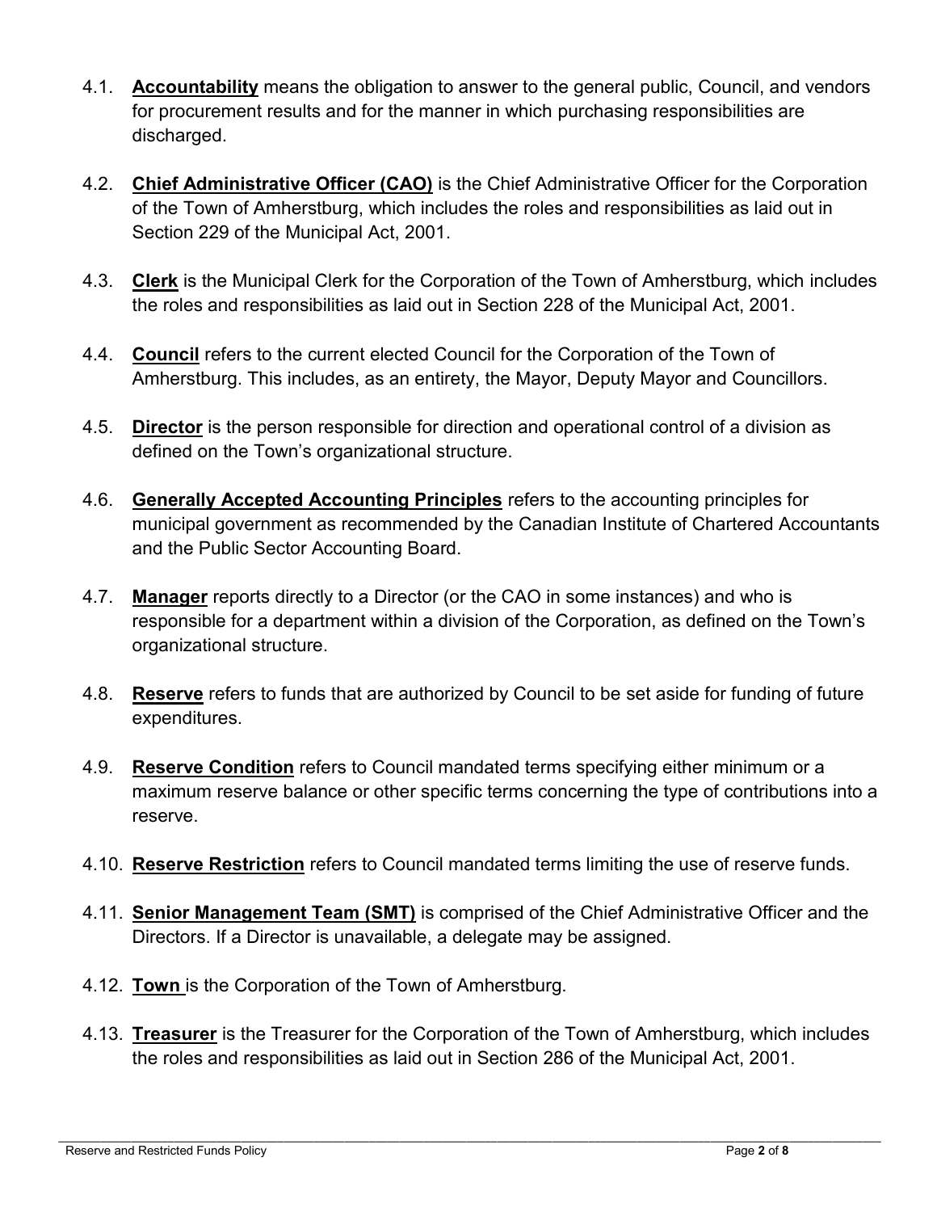4.1. **Accountability** means the obligation to answer to the general public, Council, and vendors for procurement results and for the manner in which purchasing responsibilities are discharged.

4.2. **Chief Administrative Officer (CAO)** is the Chief Administrative Officer for the Corporation of the Town of Amherstburg, which includes the roles and responsibilities as laid out in Section 229 of the Municipal Act, 2001.

4.3. **Clerk** is the Municipal Clerk for the Corporation of the Town of Amherstburg, which includes the roles and responsibilities as laid out in Section 228 of the Municipal Act, 2001.

4.4. **Council** refers to the current elected Council for the Corporation of the Town of Amherstburg. This includes, as an entirety, the Mayor, Deputy Mayor and Councillors.

4.5. **Director** is the person responsible for direction and operational control of a division as defined on the Town's organizational structure.

4.6. **Generally Accepted Accounting Principles** refers to the accounting principles for municipal government as recommended by the Canadian Institute of Chartered Accountants and the Public Sector Accounting Board.

4.7. **Manager** reports directly to a Director (or the CAO in some instances) and who is responsible for a department within a division of the Corporation, as defined on the Town's organizational structure.

4.8. **Reserve** refers to funds that are authorized by Council to be set aside for funding of future expenditures.

4.9. **Reserve Condition** refers to Council mandated terms specifying either minimum or a maximum reserve balance or other specific terms concerning the type of contributions into a reserve.

4.10. **Reserve Restriction** refers to Council mandated terms limiting the use of reserve funds.

4.11. **Senior Management Team (SMT)** is comprised of the Chief Administrative Officer and the Directors. If a Director is unavailable, a delegate may be assigned.

4.12. **Town** is the Corporation of the Town of Amherstburg.

4.13. **Treasurer** is the Treasurer for the Corporation of the Town of Amherstburg, which includes the roles and responsibilities as laid out in Section 286 of the Municipal Act, 2001.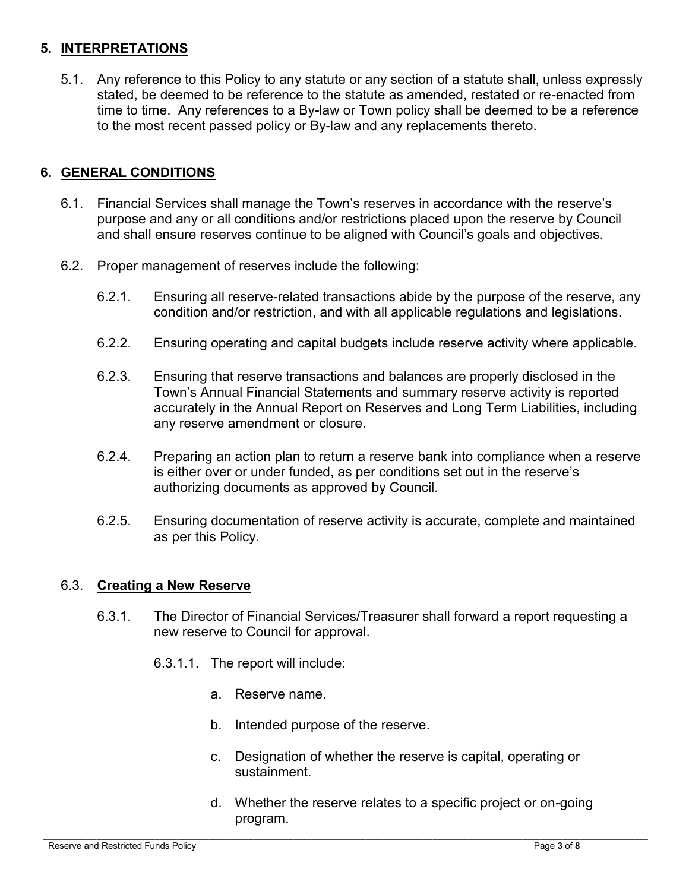## 5. INTERPRETATIONS

5.1. Any reference to this Policy to any statute or any section of a statute shall, unless expressly stated, be deemed to be reference to the statute as amended, restated or re-enacted from time to time. Any references to a By-law or Town policy shall be deemed to be a reference to the most recent passed policy or By-law and any replacements thereto.

## 6. GENERAL CONDITIONS

6.1. Financial Services shall manage the Town's reserves in accordance with the reserve's purpose and any or all conditions and/or restrictions placed upon the reserve by Council and shall ensure reserves continue to be aligned with Council's goals and objectives.

6.2. Proper management of reserves include the following:

6.2.1. Ensuring all reserve-related transactions abide by the purpose of the reserve, any condition and/or restriction, and with all applicable regulations and legislations.

6.2.2. Ensuring operating and capital budgets include reserve activity where applicable.

6.2.3. Ensuring that reserve transactions and balances are properly disclosed in the Town's Annual Financial Statements and summary reserve activity is reported accurately in the Annual Report on Reserves and Long Term Liabilities, including any reserve amendment or closure.

6.2.4. Preparing an action plan to return a reserve bank into compliance when a reserve is either over or under funded, as per conditions set out in the reserve's authorizing documents as approved by Council.

6.2.5. Ensuring documentation of reserve activity is accurate, complete and maintained as per this Policy.

### 6.3. Creating a New Reserve

6.3.1. The Director of Financial Services/Treasurer shall forward a report requesting a new reserve to Council for approval.

6.3.1.1. The report will include:

a. Reserve name.

b. Intended purpose of the reserve.

c. Designation of whether the reserve is capital, operating or sustainment.

d. Whether the reserve relates to a specific project or on-going program.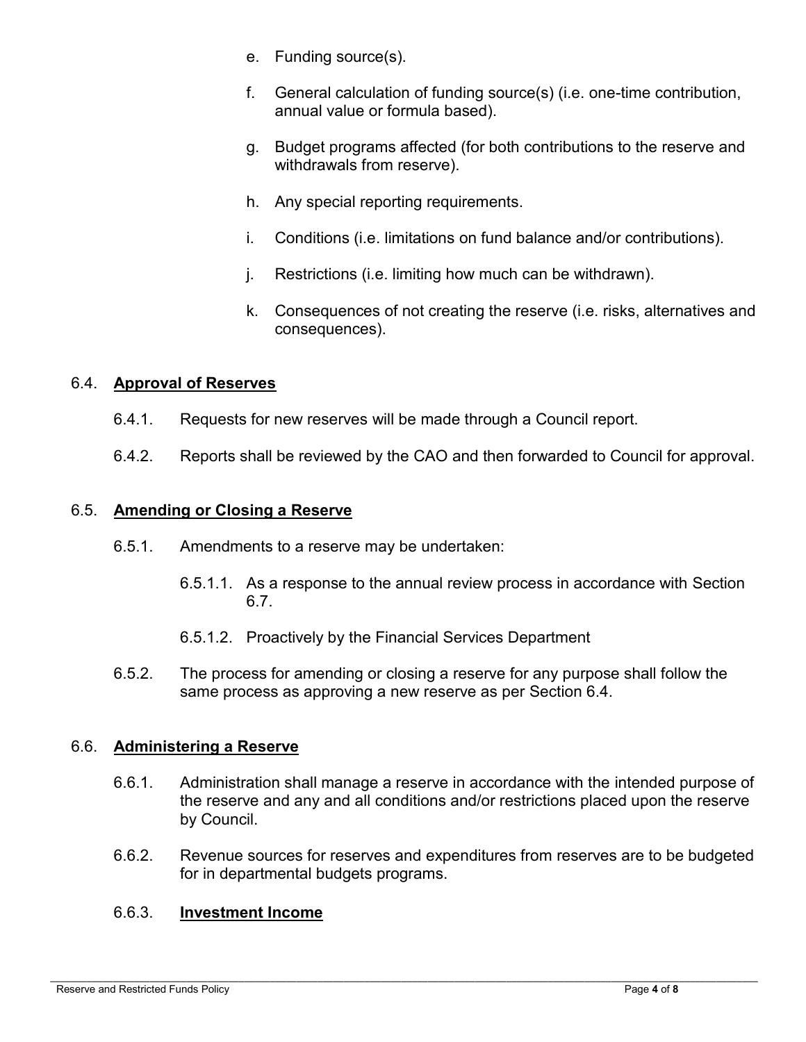e. Funding source(s).

f. General calculation of funding source(s) (i.e. one-time contribution, annual value or formula based).

g. Budget programs affected (for both contributions to the reserve and withdrawals from reserve).

h. Any special reporting requirements.

i. Conditions (i.e. limitations on fund balance and/or contributions).

j. Restrictions (i.e. limiting how much can be withdrawn).

k. Consequences of not creating the reserve (i.e. risks, alternatives and consequences).

### 6.4. **Approval of Reserves**

6.4.1. Requests for new reserves will be made through a Council report.

6.4.2. Reports shall be reviewed by the CAO and then forwarded to Council for approval.

### 6.5. **Amending or Closing a Reserve**

6.5.1. Amendments to a reserve may be undertaken:

6.5.1.1. As a response to the annual review process in accordance with Section 6.7.

6.5.1.2. Proactively by the Financial Services Department

6.5.2. The process for amending or closing a reserve for any purpose shall follow the same process as approving a new reserve as per Section 6.4.

### 6.6. **Administering a Reserve**

6.6.1. Administration shall manage a reserve in accordance with the intended purpose of the reserve and any and all conditions and/or restrictions placed upon the reserve by Council.

6.6.2. Revenue sources for reserves and expenditures from reserves are to be budgeted for in departmental budgets programs.

#### 6.6.3. **Investment Income**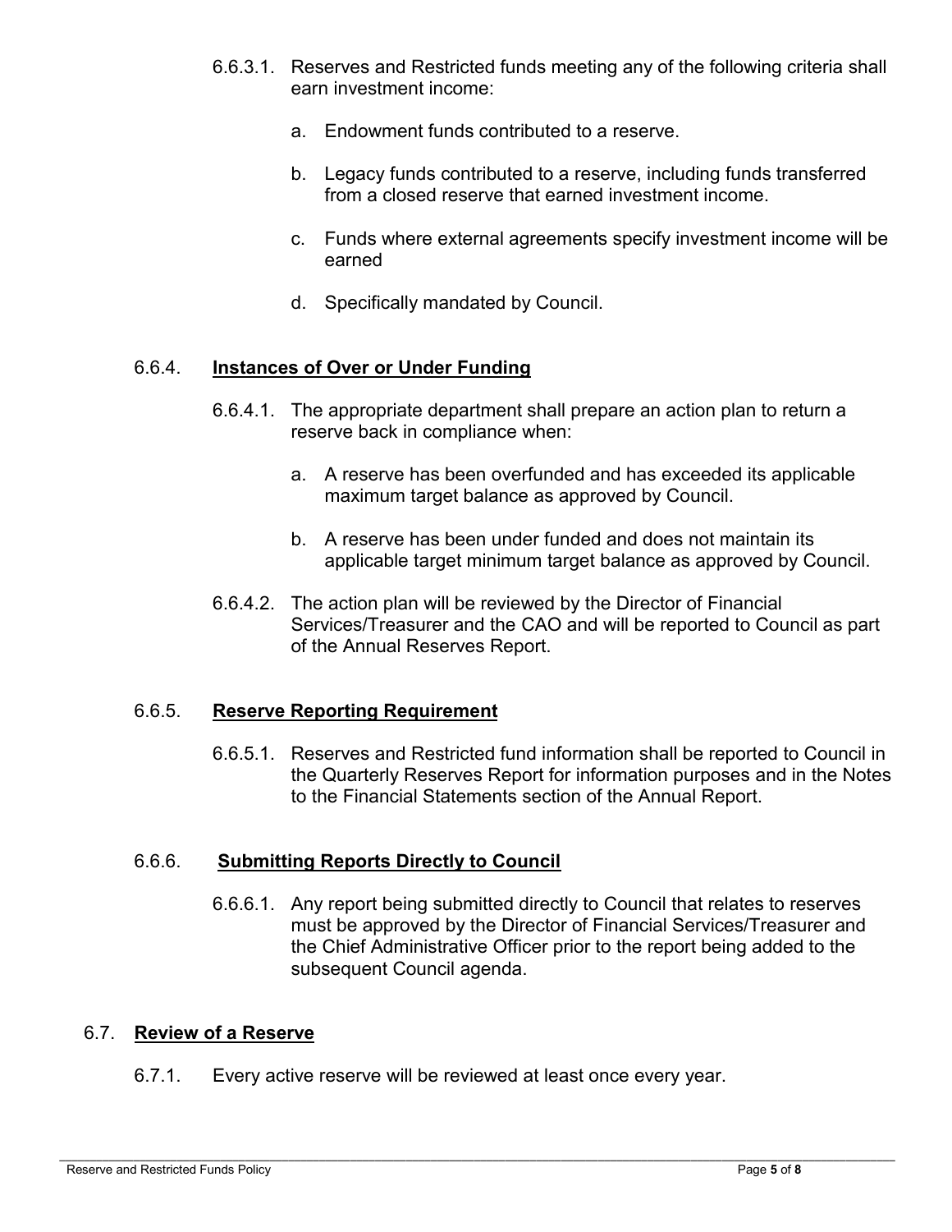6.6.3.1. Reserves and Restricted funds meeting any of the following criteria shall earn investment income:

a. Endowment funds contributed to a reserve.

b. Legacy funds contributed to a reserve, including funds transferred from a closed reserve that earned investment income.

c. Funds where external agreements specify investment income will be earned

d. Specifically mandated by Council.

6.6.4. **Instances of Over or Under Funding**

6.6.4.1. The appropriate department shall prepare an action plan to return a reserve back in compliance when:

a. A reserve has been overfunded and has exceeded its applicable maximum target balance as approved by Council.

b. A reserve has been under funded and does not maintain its applicable target minimum target balance as approved by Council.

6.6.4.2. The action plan will be reviewed by the Director of Financial Services/Treasurer and the CAO and will be reported to Council as part of the Annual Reserves Report.

6.6.5. **Reserve Reporting Requirement**

6.6.5.1. Reserves and Restricted fund information shall be reported to Council in the Quarterly Reserves Report for information purposes and in the Notes to the Financial Statements section of the Annual Report.

6.6.6. **Submitting Reports Directly to Council**

6.6.6.1. Any report being submitted directly to Council that relates to reserves must be approved by the Director of Financial Services/Treasurer and the Chief Administrative Officer prior to the report being added to the subsequent Council agenda.

6.7. **Review of a Reserve**

6.7.1. Every active reserve will be reviewed at least once every year.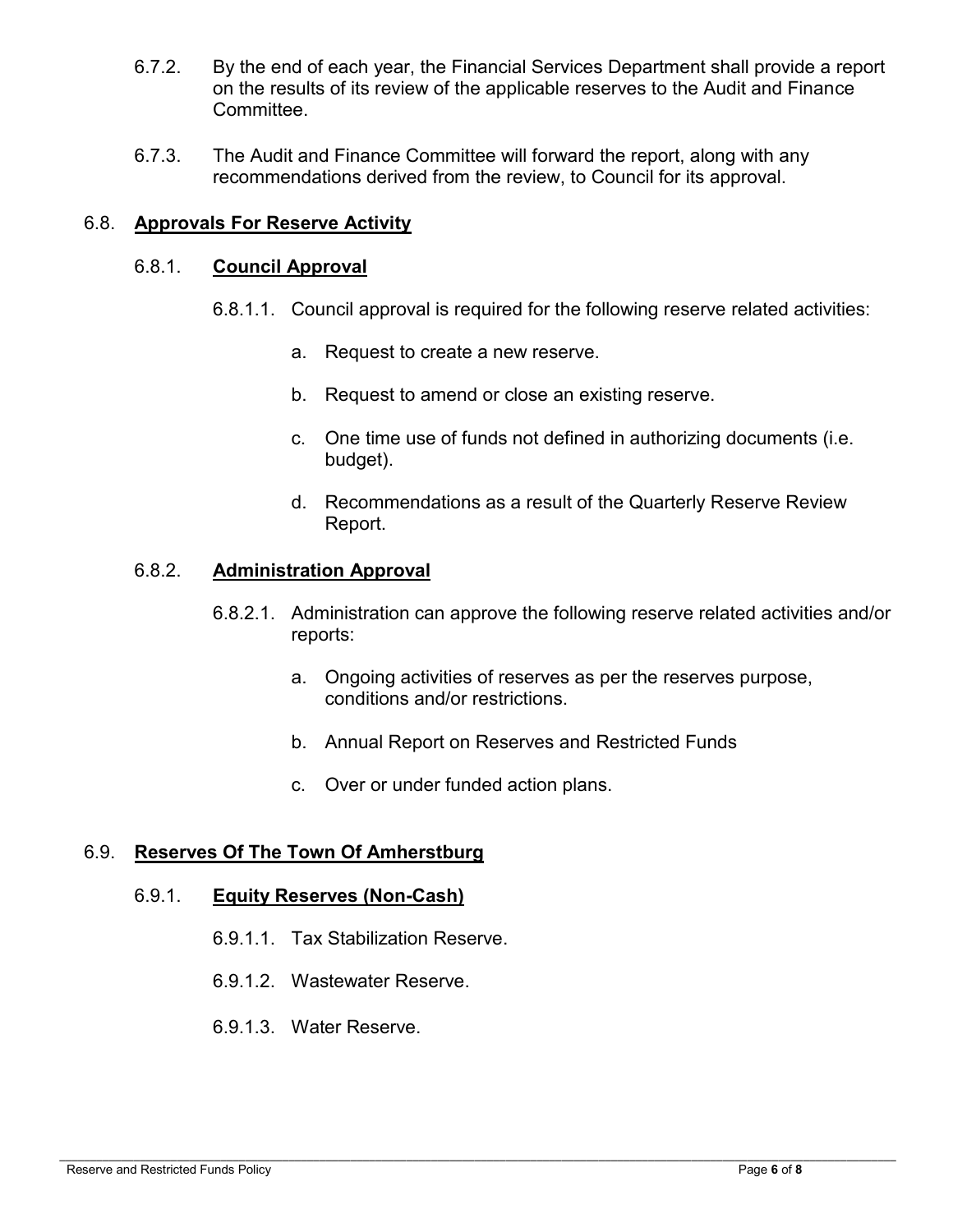6.7.2. By the end of each year, the Financial Services Department shall provide a report on the results of its review of the applicable reserves to the Audit and Finance Committee.

6.7.3. The Audit and Finance Committee will forward the report, along with any recommendations derived from the review, to Council for its approval.

## 6.8. **Approvals For Reserve Activity**

### 6.8.1. **Council Approval**

6.8.1.1. Council approval is required for the following reserve related activities:

a. Request to create a new reserve.

b. Request to amend or close an existing reserve.

c. One time use of funds not defined in authorizing documents (i.e. budget).

d. Recommendations as a result of the Quarterly Reserve Review Report.

### 6.8.2. **Administration Approval**

6.8.2.1. Administration can approve the following reserve related activities and/or reports:

a. Ongoing activities of reserves as per the reserves purpose, conditions and/or restrictions.

b. Annual Report on Reserves and Restricted Funds

c. Over or under funded action plans.

## 6.9. **Reserves Of The Town Of Amherstburg**

### 6.9.1. **Equity Reserves (Non-Cash)**

6.9.1.1. Tax Stabilization Reserve.

6.9.1.2. Wastewater Reserve.

6.9.1.3. Water Reserve.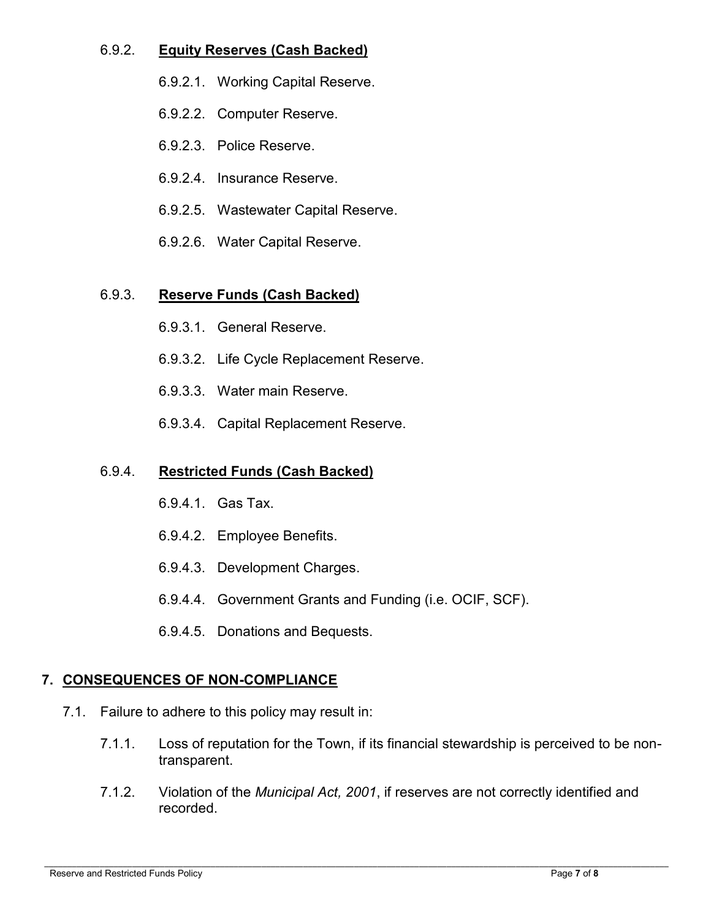6.9.2. **Equity Reserves (Cash Backed)**

6.9.2.1. Working Capital Reserve.

6.9.2.2. Computer Reserve.

6.9.2.3. Police Reserve.

6.9.2.4. Insurance Reserve.

6.9.2.5. Wastewater Capital Reserve.

6.9.2.6. Water Capital Reserve.

6.9.3. **Reserve Funds (Cash Backed)**

6.9.3.1. General Reserve.

6.9.3.2. Life Cycle Replacement Reserve.

6.9.3.3. Water main Reserve.

6.9.3.4. Capital Replacement Reserve.

6.9.4. **Restricted Funds (Cash Backed)**

6.9.4.1. Gas Tax.

6.9.4.2. Employee Benefits.

6.9.4.3. Development Charges.

6.9.4.4. Government Grants and Funding (i.e. OCIF, SCF).

6.9.4.5. Donations and Bequests.

## 7. CONSEQUENCES OF NON-COMPLIANCE

7.1. Failure to adhere to this policy may result in:

7.1.1. Loss of reputation for the Town, if its financial stewardship is perceived to be non-transparent.

7.1.2. Violation of the *Municipal Act, 2001*, if reserves are not correctly identified and recorded.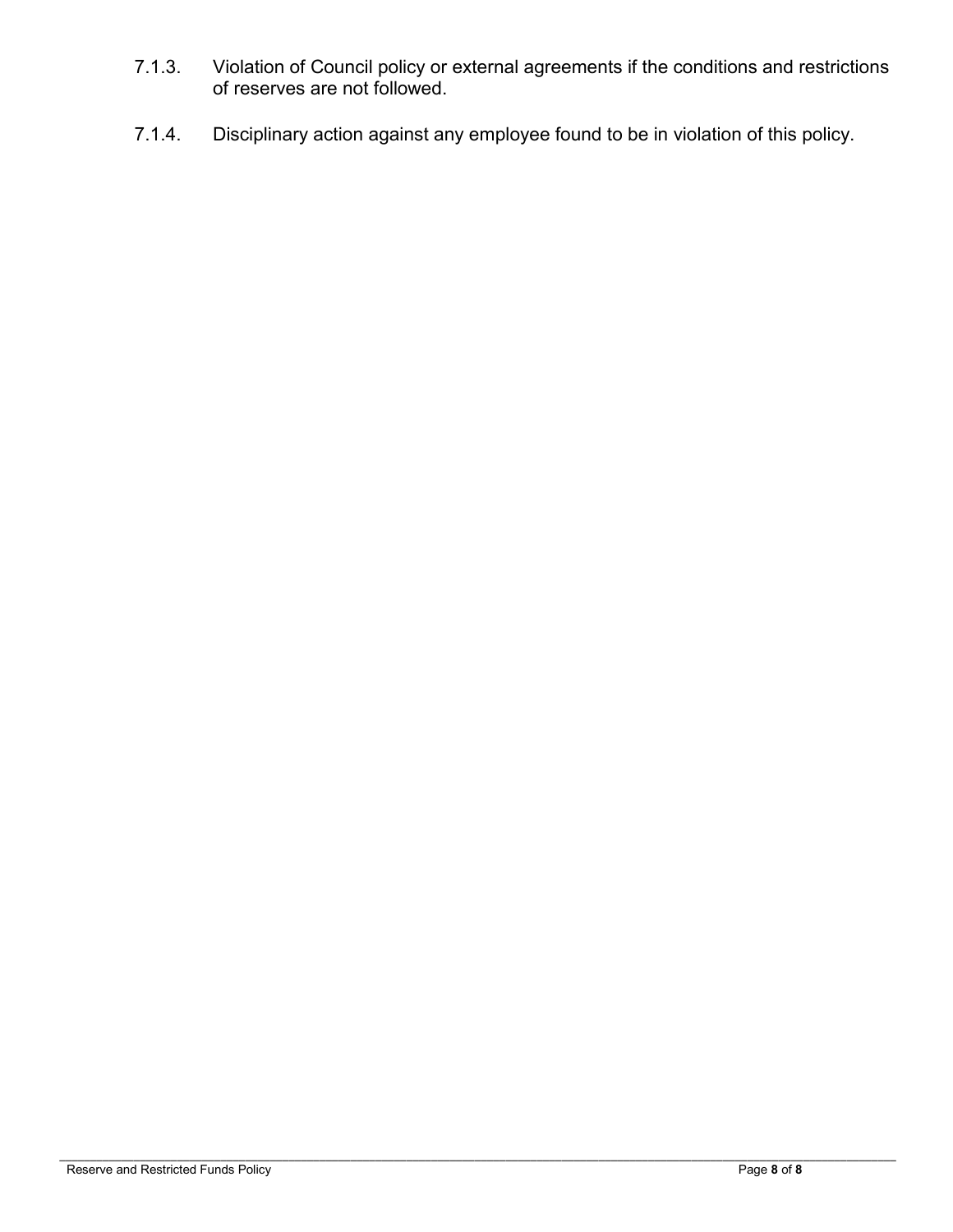7.1.3. Violation of Council policy or external agreements if the conditions and restrictions of reserves are not followed.

7.1.4. Disciplinary action against any employee found to be in violation of this policy.